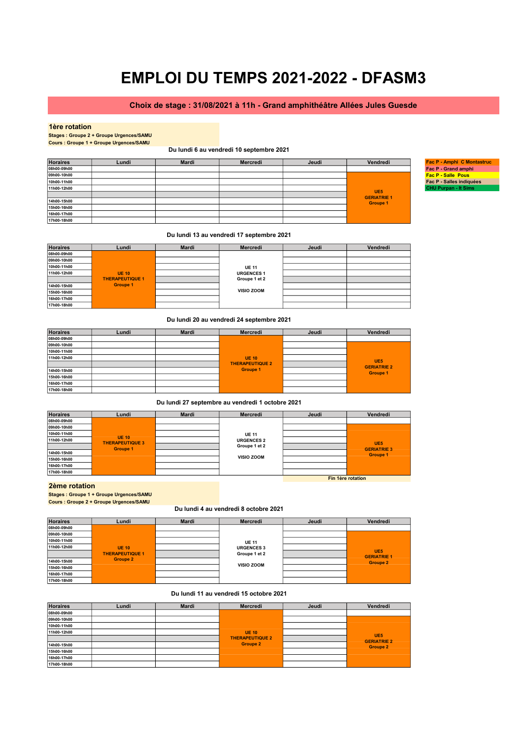# EMPLOI DU TEMPS 2021-2022 - DFASM3

**Choix de stage : 31/08/2021 à 11h - Grand amphithéâtre Allées Jules Guesde**

| Légende |
|---|
| Fac P - Amphi C Montastruc |
| Fac P - Grand amphi |
| Fac P - Salle Pous |
| Fac P - Salles indiquées |
| CHU Purpan - lt Sims |

## 1ère rotation

**Stages : Groupe 2 + Groupe Urgences/SAMU**
**Cours : Groupe 1 + Groupe Urgences/SAMU**

### Du lundi 6 au vendredi 10 septembre 2021

| Horaires | Lundi | Mardi | Mercredi | Jeudi | Vendredi |
|---|---|---|---|---|---|
| 08h00-09h00 | | | | | |
| 09h00-10h00 | | | | | UE5 GERIATRIE 1 Groupe 1 |
| 10h00-11h00 | | | | | |
| 11h00-12h00 | | | | | |
| | | | | | |
| 14h00-15h00 | | | | | |
| 15h00-16h00 | | | | | |
| 16h00-17h00 | | | | | |
| 17h00-18h00 | | | | | |

### Du lundi 13 au vendredi 17 septembre 2021

| Horaires | Lundi | Mardi | Mercredi | Jeudi | Vendredi |
|---|---|---|---|---|---|
| 08h00-09h00 | UE 10 THERAPEUTIQUE 1 Groupe 1 | | | | |
| 09h00-10h00 | | | UE 11 URGENCES 1 Groupe 1 et 2 VISIO ZOOM | | |
| 10h00-11h00 | | | | | |
| 11h00-12h00 | | | | | |
| | | | | | |
| 14h00-15h00 | | | | | |
| 15h00-16h00 | | | | | |
| 16h00-17h00 | | | | | |
| 17h00-18h00 | | | | | |

### Du lundi 20 au vendredi 24 septembre 2021

| Horaires | Lundi | Mardi | Mercredi | Jeudi | Vendredi |
|---|---|---|---|---|---|
| 08h00-09h00 | | | UE 10 THERAPEUTIQUE 2 Groupe 1 | | |
| 09h00-10h00 | | | | | UE5 GERIATRIE 2 Groupe 1 |
| 10h00-11h00 | | | | | |
| 11h00-12h00 | | | | | |
| | | | | | |
| 14h00-15h00 | | | | | |
| 15h00-16h00 | | | | | |
| 16h00-17h00 | | | | | |
| 17h00-18h00 | | | | | |

### Du lundi 27 septembre au vendredi 1 octobre 2021

| Horaires | Lundi | Mardi | Mercredi | Jeudi | Vendredi |
|---|---|---|---|---|---|
| 08h00-09h00 | UE 10 THERAPEUTIQUE 3 Groupe 1 | | | | |
| 09h00-10h00 | | | UE 11 URGENCES 2 Groupe 1 et 2 VISIO ZOOM | | UE5 GERIATRIE 3 Groupe 1 |
| 10h00-11h00 | | | | | |
| 11h00-12h00 | | | | | |
| | | | | | |
| 14h00-15h00 | | | | | |
| 15h00-16h00 | | | | | |
| 16h00-17h00 | | | | | |
| 17h00-18h00 | | | | | |

Fin 1ère rotation

## 2ème rotation

**Stages : Groupe 1 + Groupe Urgences/SAMU**
**Cours : Groupe 2 + Groupe Urgences/SAMU**

### Du lundi 4 au vendredi 8 octobre 2021

| Horaires | Lundi | Mardi | Mercredi | Jeudi | Vendredi |
|---|---|---|---|---|---|
| 08h00-09h00 | UE 10 THERAPEUTIQUE 1 Groupe 2 | | | | |
| 09h00-10h00 | | | UE 11 URGENCES 3 Groupe 1 et 2 VISIO ZOOM | | UE5 GERIATRIE 1 Groupe 2 |
| 10h00-11h00 | | | | | |
| 11h00-12h00 | | | | | |
| | | | | | |
| 14h00-15h00 | | | | | |
| 15h00-16h00 | | | | | |
| 16h00-17h00 | | | | | |
| 17h00-18h00 | | | | | |

### Du lundi 11 au vendredi 15 octobre 2021

| Horaires | Lundi | Mardi | Mercredi | Jeudi | Vendredi |
|---|---|---|---|---|---|
| 08h00-09h00 | | | UE 10 THERAPEUTIQUE 2 Groupe 2 | | |
| 09h00-10h00 | | | | | UE5 GERIATRIE 2 Groupe 2 |
| 10h00-11h00 | | | | | |
| 11h00-12h00 | | | | | |
| | | | | | |
| 14h00-15h00 | | | | | |
| 15h00-16h00 | | | | | |
| 16h00-17h00 | | | | | |
| 17h00-18h00 | | | | | |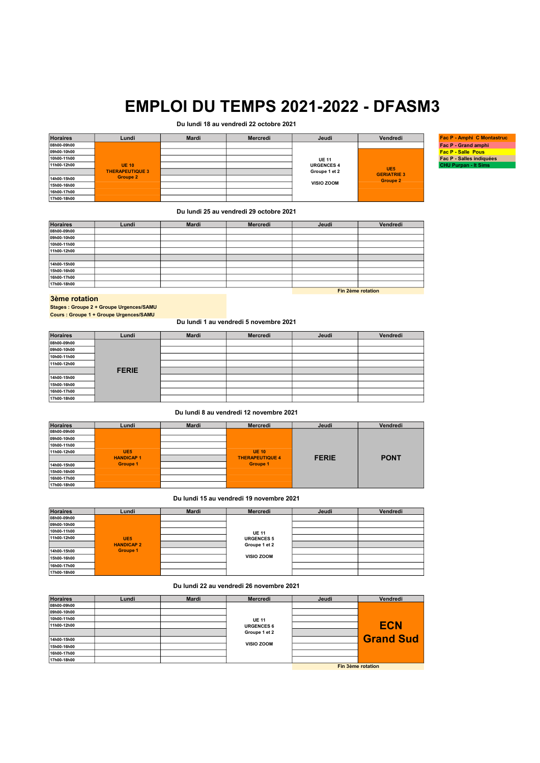# EMPLOI DU TEMPS 2021-2022 - DFASM3

| Légende |
| --- |
| Fac P - Amphi C Montastruc |
| Fac P - Grand amphi |
| Fac P - Salle Pous |
| Fac P - Salles indiquées |
| CHU Purpan - It Sims |

### Du lundi 18 au vendredi 22 octobre 2021

| Horaires | Lundi | Mardi | Mercredi | Jeudi | Vendredi |
| --- | --- | --- | --- | --- | --- |
| 08h00-09h00 | UE 10 THERAPEUTIQUE 3 Groupe 2 | | | UE 11 URGENCES 4 Groupe 1 et 2 VISIO ZOOM | |
| 09h00-10h00 | | | | | UE5 GERIATRIE 3 Groupe 2 |
| 10h00-11h00 | | | | | |
| 11h00-12h00 | | | | | |
| | | | | | |
| 14h00-15h00 | | | | | |
| 15h00-16h00 | | | | | |
| 16h00-17h00 | | | | | |
| 17h00-18h00 | | | | | |

### Du lundi 25 au vendredi 29 octobre 2021

| Horaires | Lundi | Mardi | Mercredi | Jeudi | Vendredi |
| --- | --- | --- | --- | --- | --- |
| 08h00-09h00 | | | | | |
| 09h00-10h00 | | | | | |
| 10h00-11h00 | | | | | |
| 11h00-12h00 | | | | | |
| | | | | | |
| 14h00-15h00 | | | | | |
| 15h00-16h00 | | | | | |
| 16h00-17h00 | | | | | |
| 17h00-18h00 | | | | | |

Fin 2ème rotation

## 3ème rotation

**Stages : Groupe 2 + Groupe Urgences/SAMU**

**Cours : Groupe 1 + Groupe Urgences/SAMU**

### Du lundi 1 au vendredi 5 novembre 2021

| Horaires | Lundi | Mardi | Mercredi | Jeudi | Vendredi |
| --- | --- | --- | --- | --- | --- |
| 08h00-09h00 | FERIE | | | | |
| 09h00-10h00 | | | | | |
| 10h00-11h00 | | | | | |
| 11h00-12h00 | | | | | |
| | | | | | |
| 14h00-15h00 | | | | | |
| 15h00-16h00 | | | | | |
| 16h00-17h00 | | | | | |
| 17h00-18h00 | | | | | |

### Du lundi 8 au vendredi 12 novembre 2021

| Horaires | Lundi | Mardi | Mercredi | Jeudi | Vendredi |
| --- | --- | --- | --- | --- | --- |
| 08h00-09h00 | UE5 HANDICAP 1 Groupe 1 | | UE 10 THERAPEUTIQUE 4 Groupe 1 | FERIE | PONT |
| 09h00-10h00 | | | | | |
| 10h00-11h00 | | | | | |
| 11h00-12h00 | | | | | |
| | | | | | |
| 14h00-15h00 | | | | | |
| 15h00-16h00 | | | | | |
| 16h00-17h00 | | | | | |
| 17h00-18h00 | | | | | |

### Du lundi 15 au vendredi 19 novembre 2021

| Horaires | Lundi | Mardi | Mercredi | Jeudi | Vendredi |
| --- | --- | --- | --- | --- | --- |
| 08h00-09h00 | UE5 HANDICAP 2 Groupe 1 | | UE 11 URGENCES 5 Groupe 1 et 2 VISIO ZOOM | | |
| 09h00-10h00 | | | | | |
| 10h00-11h00 | | | | | |
| 11h00-12h00 | | | | | |
| | | | | | |
| 14h00-15h00 | | | | | |
| 15h00-16h00 | | | | | |
| 16h00-17h00 | | | | | |
| 17h00-18h00 | | | | | |

### Du lundi 22 au vendredi 26 novembre 2021

| Horaires | Lundi | Mardi | Mercredi | Jeudi | Vendredi |
| --- | --- | --- | --- | --- | --- |
| 08h00-09h00 | | | UE 11 URGENCES 6 Groupe 1 et 2 VISIO ZOOM | | ECN Grand Sud |
| 09h00-10h00 | | | | | |
| 10h00-11h00 | | | | | |
| 11h00-12h00 | | | | | |
| | | | | | |
| 14h00-15h00 | | | | | |
| 15h00-16h00 | | | | | |
| 16h00-17h00 | | | | | |
| 17h00-18h00 | | | | | |

Fin 3ème rotation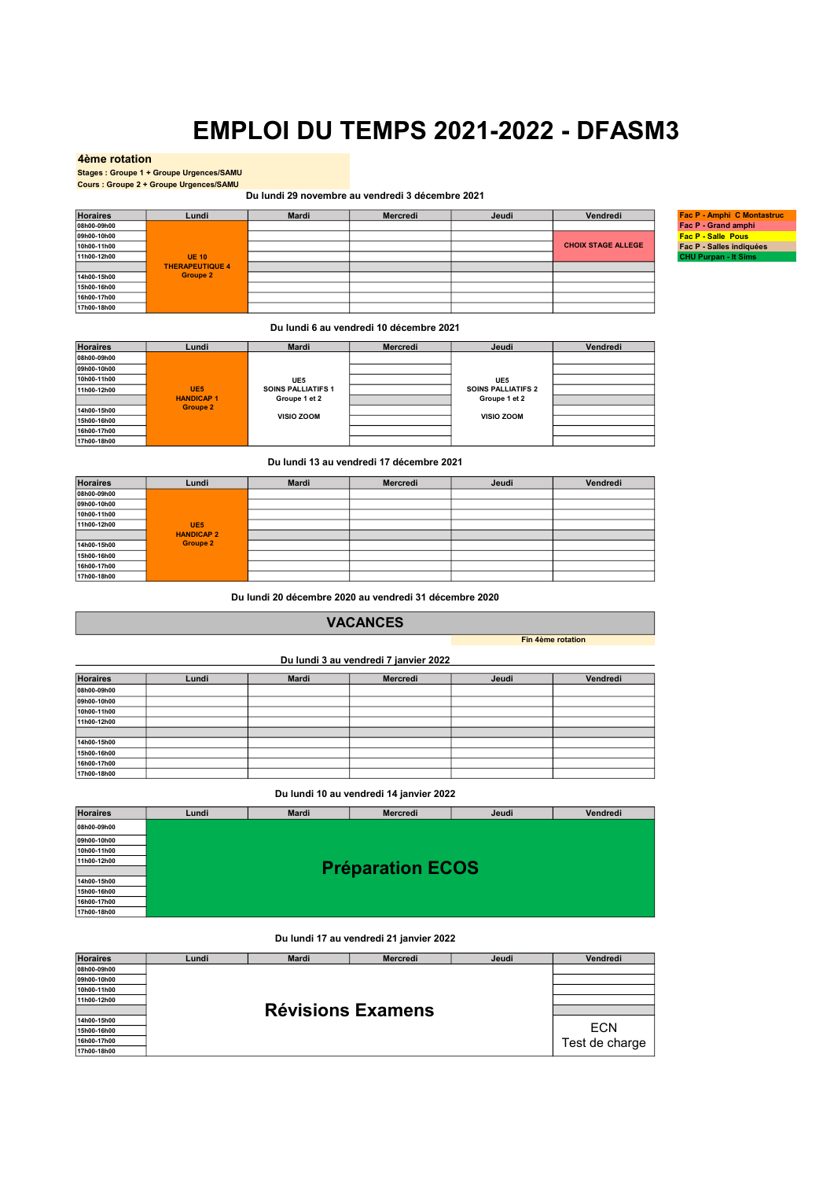# EMPLOI DU TEMPS 2021-2022 - DFASM3

**4ème rotation**

**Stages : Groupe 1 + Groupe Urgences/SAMU**

**Cours : Groupe 2 + Groupe Urgences/SAMU**

| Légende |
|---|
| Fac P - Amphi C Montastruc |
| Fac P - Grand amphi |
| Fac P - Salle Pous |
| Fac P - Salles indiquées |
| CHU Purpan - lt Sims |

**Du lundi 29 novembre au vendredi 3 décembre 2021**

| Horaires | Lundi | Mardi | Mercredi | Jeudi | Vendredi |
|---|---|---|---|---|---|
| 08h00-09h00 | UE 10 THERAPEUTIQUE 4 Groupe 2 | | | | |
| 09h00-10h00 | | | | | CHOIX STAGE ALLEGE |
| 10h00-11h00 | | | | | |
| 11h00-12h00 | | | | | |
| | | | | | |
| 14h00-15h00 | | | | | |
| 15h00-16h00 | | | | | |
| 16h00-17h00 | | | | | |
| 17h00-18h00 | | | | | |

**Du lundi 6 au vendredi 10 décembre 2021**

| Horaires | Lundi | Mardi | Mercredi | Jeudi | Vendredi |
|---|---|---|---|---|---|
| 08h00-09h00 | UE5 HANDICAP 1 Groupe 2 | | | | |
| 09h00-10h00 | | UE5 SOINS PALLIATIFS 1 Groupe 1 et 2 VISIO ZOOM | | UE5 SOINS PALLIATIFS 2 Groupe 1 et 2 VISIO ZOOM | |
| 10h00-11h00 | | | | | |
| 11h00-12h00 | | | | | |
| | | | | | |
| 14h00-15h00 | | | | | |
| 15h00-16h00 | | | | | |
| 16h00-17h00 | | | | | |
| 17h00-18h00 | | | | | |

**Du lundi 13 au vendredi 17 décembre 2021**

| Horaires | Lundi | Mardi | Mercredi | Jeudi | Vendredi |
|---|---|---|---|---|---|
| 08h00-09h00 | UE5 HANDICAP 2 Groupe 2 | | | | |
| 09h00-10h00 | | | | | |
| 10h00-11h00 | | | | | |
| 11h00-12h00 | | | | | |
| | | | | | |
| 14h00-15h00 | | | | | |
| 15h00-16h00 | | | | | |
| 16h00-17h00 | | | | | |
| 17h00-18h00 | | | | | |

**Du lundi 20 décembre 2020 au vendredi 31 décembre 2020**

**VACANCES**

**Fin 4ème rotation**

**Du lundi 3 au vendredi 7 janvier 2022**

| Horaires | Lundi | Mardi | Mercredi | Jeudi | Vendredi |
|---|---|---|---|---|---|
| 08h00-09h00 | | | | | |
| 09h00-10h00 | | | | | |
| 10h00-11h00 | | | | | |
| 11h00-12h00 | | | | | |
| | | | | | |
| 14h00-15h00 | | | | | |
| 15h00-16h00 | | | | | |
| 16h00-17h00 | | | | | |
| 17h00-18h00 | | | | | |

**Du lundi 10 au vendredi 14 janvier 2022**

| Horaires | Lundi | Mardi | Mercredi | Jeudi | Vendredi |
|---|---|---|---|---|---|
| 08h00-09h00 | Préparation ECOS | | | | |
| 09h00-10h00 | | | | | |
| 10h00-11h00 | | | | | |
| 11h00-12h00 | | | | | |
| | | | | | |
| 14h00-15h00 | | | | | |
| 15h00-16h00 | | | | | |
| 16h00-17h00 | | | | | |
| 17h00-18h00 | | | | | |

**Du lundi 17 au vendredi 21 janvier 2022**

| Horaires | Lundi | Mardi | Mercredi | Jeudi | Vendredi |
|---|---|---|---|---|---|
| 08h00-09h00 | Révisions Examens | | | | |
| 09h00-10h00 | | | | | |
| 10h00-11h00 | | | | | |
| 11h00-12h00 | | | | | |
| | | | | | |
| 14h00-15h00 | | | | | ECN Test de charge |
| 15h00-16h00 | | | | | |
| 16h00-17h00 | | | | | |
| 17h00-18h00 | | | | | |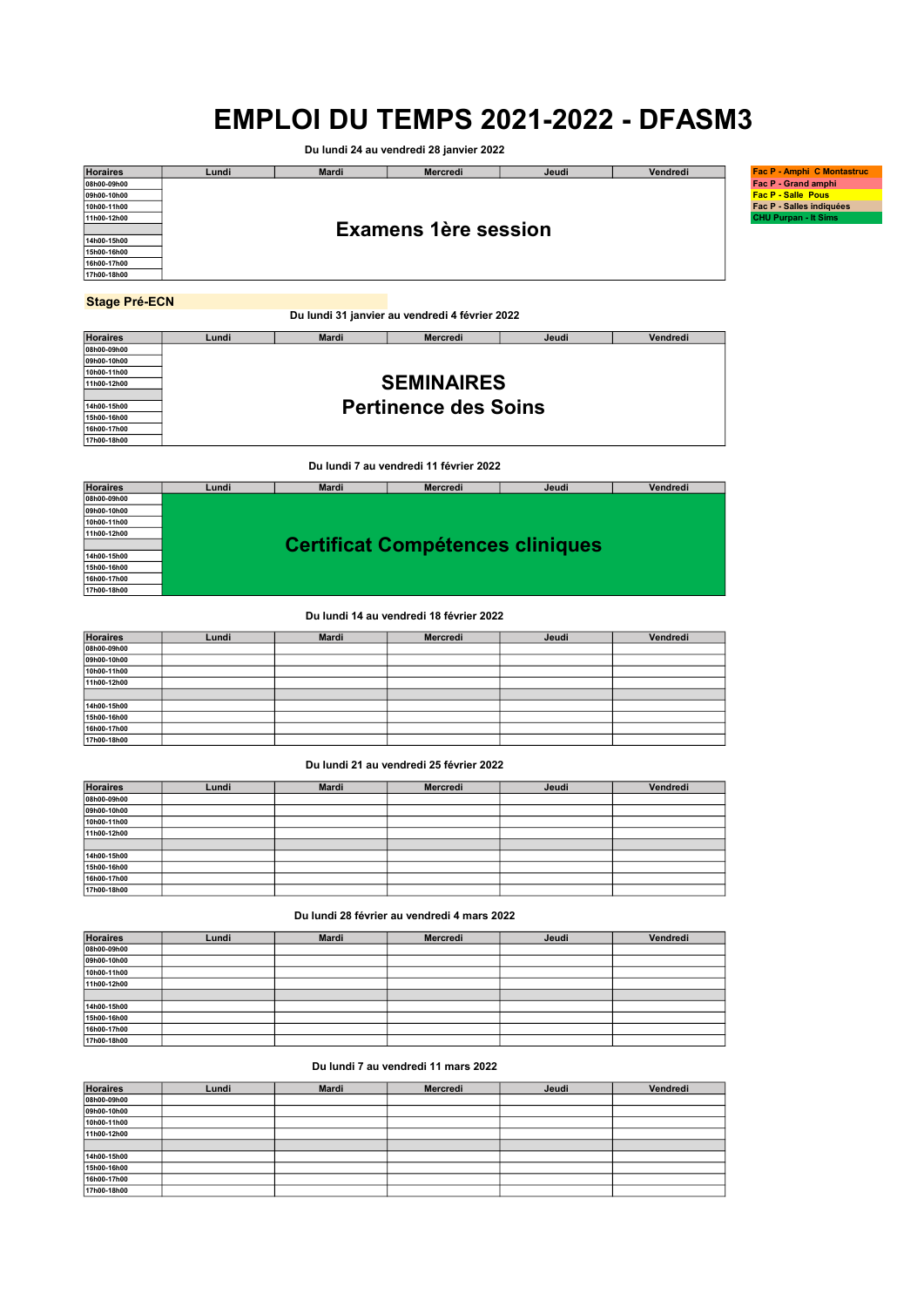# EMPLOI DU TEMPS 2021-2022 - DFASM3

| Légende |
|---|
| Fac P - Amphi C Montastruc |
| Fac P - Grand amphi |
| Fac P - Salle Pous |
| Fac P - Salles indiquées |
| CHU Purpan - It Sims |

**Du lundi 24 au vendredi 28 janvier 2022**

| Horaires | Lundi | Mardi | Mercredi | Jeudi | Vendredi |
|---|---|---|---|---|---|
| 08h00-09h00 | Examens 1ère session | | | | |
| 09h00-10h00 | | | | | |
| 10h00-11h00 | | | | | |
| 11h00-12h00 | | | | | |
| | | | | | |
| 14h00-15h00 | | | | | |
| 15h00-16h00 | | | | | |
| 16h00-17h00 | | | | | |
| 17h00-18h00 | | | | | |

**Stage Pré-ECN**

**Du lundi 31 janvier au vendredi 4 février 2022**

| Horaires | Lundi | Mardi | Mercredi | Jeudi | Vendredi |
|---|---|---|---|---|---|
| 08h00-09h00 | SEMINAIRES Pertinence des Soins | | | | |
| 09h00-10h00 | | | | | |
| 10h00-11h00 | | | | | |
| 11h00-12h00 | | | | | |
| | | | | | |
| 14h00-15h00 | | | | | |
| 15h00-16h00 | | | | | |
| 16h00-17h00 | | | | | |
| 17h00-18h00 | | | | | |

**Du lundi 7 au vendredi 11 février 2022**

| Horaires | Lundi | Mardi | Mercredi | Jeudi | Vendredi |
|---|---|---|---|---|---|
| 08h00-09h00 | Certificat Compétences cliniques | | | | |
| 09h00-10h00 | | | | | |
| 10h00-11h00 | | | | | |
| 11h00-12h00 | | | | | |
| | | | | | |
| 14h00-15h00 | | | | | |
| 15h00-16h00 | | | | | |
| 16h00-17h00 | | | | | |
| 17h00-18h00 | | | | | |

**Du lundi 14 au vendredi 18 février 2022**

| Horaires | Lundi | Mardi | Mercredi | Jeudi | Vendredi |
|---|---|---|---|---|---|
| 08h00-09h00 | | | | | |
| 09h00-10h00 | | | | | |
| 10h00-11h00 | | | | | |
| 11h00-12h00 | | | | | |
| | | | | | |
| 14h00-15h00 | | | | | |
| 15h00-16h00 | | | | | |
| 16h00-17h00 | | | | | |
| 17h00-18h00 | | | | | |

**Du lundi 21 au vendredi 25 février 2022**

| Horaires | Lundi | Mardi | Mercredi | Jeudi | Vendredi |
|---|---|---|---|---|---|
| 08h00-09h00 | | | | | |
| 09h00-10h00 | | | | | |
| 10h00-11h00 | | | | | |
| 11h00-12h00 | | | | | |
| | | | | | |
| 14h00-15h00 | | | | | |
| 15h00-16h00 | | | | | |
| 16h00-17h00 | | | | | |
| 17h00-18h00 | | | | | |

**Du lundi 28 février au vendredi 4 mars 2022**

| Horaires | Lundi | Mardi | Mercredi | Jeudi | Vendredi |
|---|---|---|---|---|---|
| 08h00-09h00 | | | | | |
| 09h00-10h00 | | | | | |
| 10h00-11h00 | | | | | |
| 11h00-12h00 | | | | | |
| | | | | | |
| 14h00-15h00 | | | | | |
| 15h00-16h00 | | | | | |
| 16h00-17h00 | | | | | |
| 17h00-18h00 | | | | | |

**Du lundi 7 au vendredi 11 mars 2022**

| Horaires | Lundi | Mardi | Mercredi | Jeudi | Vendredi |
|---|---|---|---|---|---|
| 08h00-09h00 | | | | | |
| 09h00-10h00 | | | | | |
| 10h00-11h00 | | | | | |
| 11h00-12h00 | | | | | |
| | | | | | |
| 14h00-15h00 | | | | | |
| 15h00-16h00 | | | | | |
| 16h00-17h00 | | | | | |
| 17h00-18h00 | | | | | |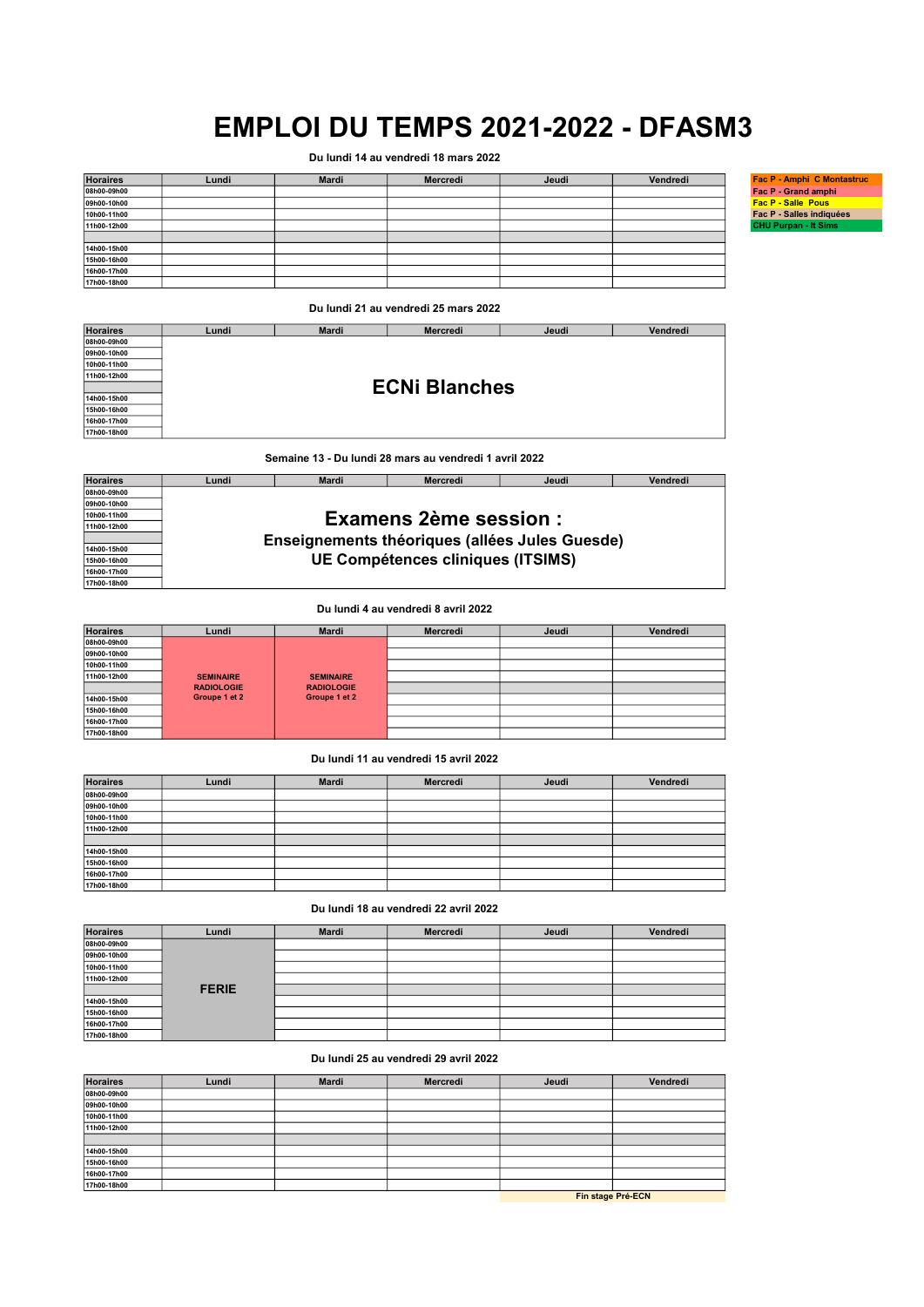# EMPLOI DU TEMPS 2021-2022 - DFASM3

| Légende |
| --- |
| Fac P - Amphi C Montastruc |
| Fac P - Grand amphi |
| Fac P - Salle Pous |
| Fac P - Salles indiquées |
| CHU Purpan - It Sims |

### Du lundi 14 au vendredi 18 mars 2022

| Horaires | Lundi | Mardi | Mercredi | Jeudi | Vendredi |
| --- | --- | --- | --- | --- | --- |
| 08h00-09h00 | | | | | |
| 09h00-10h00 | | | | | |
| 10h00-11h00 | | | | | |
| 11h00-12h00 | | | | | |
| | | | | | |
| 14h00-15h00 | | | | | |
| 15h00-16h00 | | | | | |
| 16h00-17h00 | | | | | |
| 17h00-18h00 | | | | | |

### Du lundi 21 au vendredi 25 mars 2022

| Horaires | Lundi | Mardi | Mercredi | Jeudi | Vendredi |
| --- | --- | --- | --- | --- | --- |
| 08h00-09h00 | ECNi Blanches | | | | |
| 09h00-10h00 | | | | | |
| 10h00-11h00 | | | | | |
| 11h00-12h00 | | | | | |
| | | | | | |
| 14h00-15h00 | | | | | |
| 15h00-16h00 | | | | | |
| 16h00-17h00 | | | | | |
| 17h00-18h00 | | | | | |

### Semaine 13 - Du lundi 28 mars au vendredi 1 avril 2022

| Horaires | Lundi | Mardi | Mercredi | Jeudi | Vendredi |
| --- | --- | --- | --- | --- | --- |
| 08h00-09h00 | **Examens 2ème session :** Enseignements théoriques (allées Jules Guesde) UE Compétences cliniques (ITSIMS) | | | | |
| 09h00-10h00 | | | | | |
| 10h00-11h00 | | | | | |
| 11h00-12h00 | | | | | |
| | | | | | |
| 14h00-15h00 | | | | | |
| 15h00-16h00 | | | | | |
| 16h00-17h00 | | | | | |
| 17h00-18h00 | | | | | |

### Du lundi 4 au vendredi 8 avril 2022

| Horaires | Lundi | Mardi | Mercredi | Jeudi | Vendredi |
| --- | --- | --- | --- | --- | --- |
| 08h00-09h00 | SEMINAIRE RADIOLOGIE Groupe 1 et 2 | SEMINAIRE RADIOLOGIE Groupe 1 et 2 | | | |
| 09h00-10h00 | | | | | |
| 10h00-11h00 | | | | | |
| 11h00-12h00 | | | | | |
| | | | | | |
| 14h00-15h00 | | | | | |
| 15h00-16h00 | | | | | |
| 16h00-17h00 | | | | | |
| 17h00-18h00 | | | | | |

### Du lundi 11 au vendredi 15 avril 2022

| Horaires | Lundi | Mardi | Mercredi | Jeudi | Vendredi |
| --- | --- | --- | --- | --- | --- |
| 08h00-09h00 | | | | | |
| 09h00-10h00 | | | | | |
| 10h00-11h00 | | | | | |
| 11h00-12h00 | | | | | |
| | | | | | |
| 14h00-15h00 | | | | | |
| 15h00-16h00 | | | | | |
| 16h00-17h00 | | | | | |
| 17h00-18h00 | | | | | |

### Du lundi 18 au vendredi 22 avril 2022

| Horaires | Lundi | Mardi | Mercredi | Jeudi | Vendredi |
| --- | --- | --- | --- | --- | --- |
| 08h00-09h00 | FERIE | | | | |
| 09h00-10h00 | | | | | |
| 10h00-11h00 | | | | | |
| 11h00-12h00 | | | | | |
| | | | | | |
| 14h00-15h00 | | | | | |
| 15h00-16h00 | | | | | |
| 16h00-17h00 | | | | | |
| 17h00-18h00 | | | | | |

### Du lundi 25 au vendredi 29 avril 2022

| Horaires | Lundi | Mardi | Mercredi | Jeudi | Vendredi |
| --- | --- | --- | --- | --- | --- |
| 08h00-09h00 | | | | | |
| 09h00-10h00 | | | | | |
| 10h00-11h00 | | | | | |
| 11h00-12h00 | | | | | |
| | | | | | |
| 14h00-15h00 | | | | | |
| 15h00-16h00 | | | | | |
| 16h00-17h00 | | | | | |
| 17h00-18h00 | | | | | |
| | | | | Fin stage Pré-ECN | |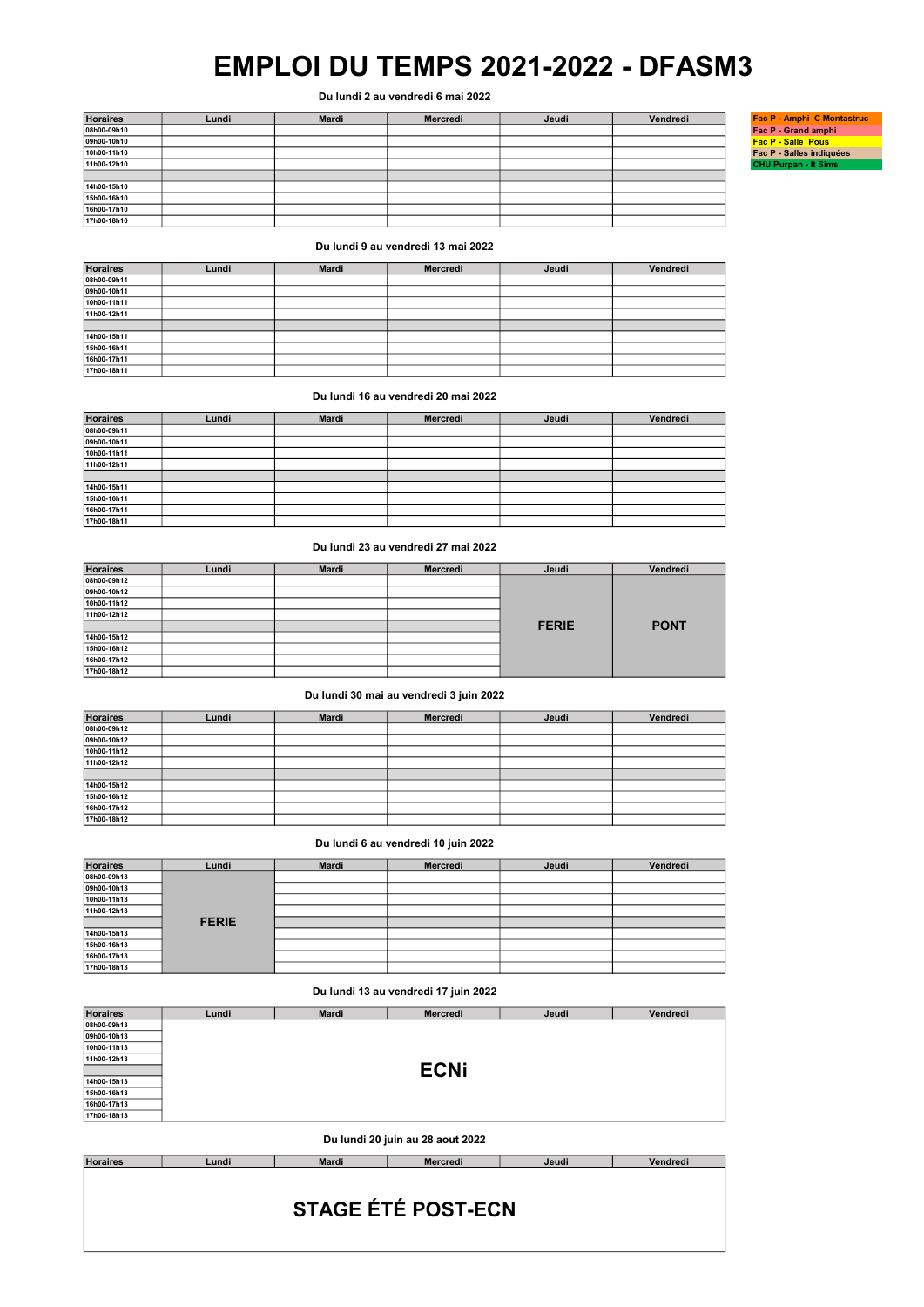# EMPLOI DU TEMPS 2021-2022 - DFASM3

| |
|---|
| Fac P - Amphi C Montastruc |
| Fac P - Grand amphi |
| Fac P - Salle Pous |
| Fac P - Salles indiquées |
| CHU Purpan - It Sims |

### Du lundi 2 au vendredi 6 mai 2022

| Horaires | Lundi | Mardi | Mercredi | Jeudi | Vendredi |
|---|---|---|---|---|---|
| 08h00-09h10 | | | | | |
| 09h00-10h10 | | | | | |
| 10h00-11h10 | | | | | |
| 11h00-12h10 | | | | | |
| | | | | | |
| 14h00-15h10 | | | | | |
| 15h00-16h10 | | | | | |
| 16h00-17h10 | | | | | |
| 17h00-18h10 | | | | | |

### Du lundi 9 au vendredi 13 mai 2022

| Horaires | Lundi | Mardi | Mercredi | Jeudi | Vendredi |
|---|---|---|---|---|---|
| 08h00-09h11 | | | | | |
| 09h00-10h11 | | | | | |
| 10h00-11h11 | | | | | |
| 11h00-12h11 | | | | | |
| | | | | | |
| 14h00-15h11 | | | | | |
| 15h00-16h11 | | | | | |
| 16h00-17h11 | | | | | |
| 17h00-18h11 | | | | | |

### Du lundi 16 au vendredi 20 mai 2022

| Horaires | Lundi | Mardi | Mercredi | Jeudi | Vendredi |
|---|---|---|---|---|---|
| 08h00-09h11 | | | | | |
| 09h00-10h11 | | | | | |
| 10h00-11h11 | | | | | |
| 11h00-12h11 | | | | | |
| | | | | | |
| 14h00-15h11 | | | | | |
| 15h00-16h11 | | | | | |
| 16h00-17h11 | | | | | |
| 17h00-18h11 | | | | | |

### Du lundi 23 au vendredi 27 mai 2022

| Horaires | Lundi | Mardi | Mercredi | Jeudi | Vendredi |
|---|---|---|---|---|---|
| 08h00-09h12 | | | | FERIE | PONT |
| 09h00-10h12 | | | | | |
| 10h00-11h12 | | | | | |
| 11h00-12h12 | | | | | |
| | | | | | |
| 14h00-15h12 | | | | | |
| 15h00-16h12 | | | | | |
| 16h00-17h12 | | | | | |
| 17h00-18h12 | | | | | |

### Du lundi 30 mai au vendredi 3 juin 2022

| Horaires | Lundi | Mardi | Mercredi | Jeudi | Vendredi |
|---|---|---|---|---|---|
| 08h00-09h12 | | | | | |
| 09h00-10h12 | | | | | |
| 10h00-11h12 | | | | | |
| 11h00-12h12 | | | | | |
| | | | | | |
| 14h00-15h12 | | | | | |
| 15h00-16h12 | | | | | |
| 16h00-17h12 | | | | | |
| 17h00-18h12 | | | | | |

### Du lundi 6 au vendredi 10 juin 2022

| Horaires | Lundi | Mardi | Mercredi | Jeudi | Vendredi |
|---|---|---|---|---|---|
| 08h00-09h13 | FERIE | | | | |
| 09h00-10h13 | | | | | |
| 10h00-11h13 | | | | | |
| 11h00-12h13 | | | | | |
| | | | | | |
| 14h00-15h13 | | | | | |
| 15h00-16h13 | | | | | |
| 16h00-17h13 | | | | | |
| 17h00-18h13 | | | | | |

### Du lundi 13 au vendredi 17 juin 2022

| Horaires | Lundi | Mardi | Mercredi | Jeudi | Vendredi |
|---|---|---|---|---|---|
| 08h00-09h13 | ECNi | | | | |
| 09h00-10h13 | | | | | |
| 10h00-11h13 | | | | | |
| 11h00-12h13 | | | | | |
| | | | | | |
| 14h00-15h13 | | | | | |
| 15h00-16h13 | | | | | |
| 16h00-17h13 | | | | | |
| 17h00-18h13 | | | | | |

### Du lundi 20 juin au 28 aout 2022

| Horaires | Lundi | Mardi | Mercredi | Jeudi | Vendredi |
|---|---|---|---|---|---|
| STAGE ÉTÉ POST-ECN | | | | | |